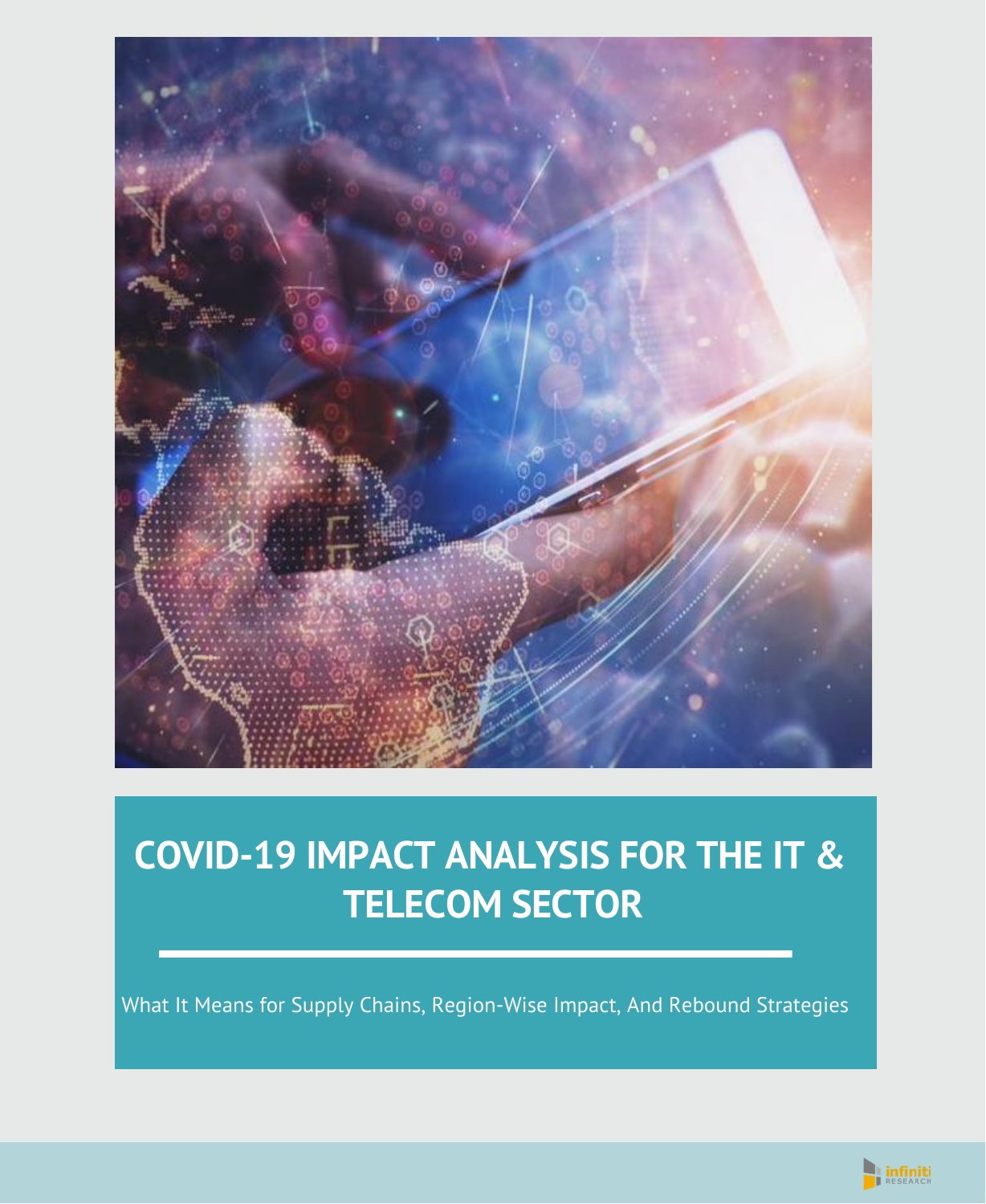# COVID-19 IMPACT ANALYSIS FOR THE IT & TELECOM SECTOR

What It Means for Supply Chains, Region-Wise Impact, And Rebound Strategies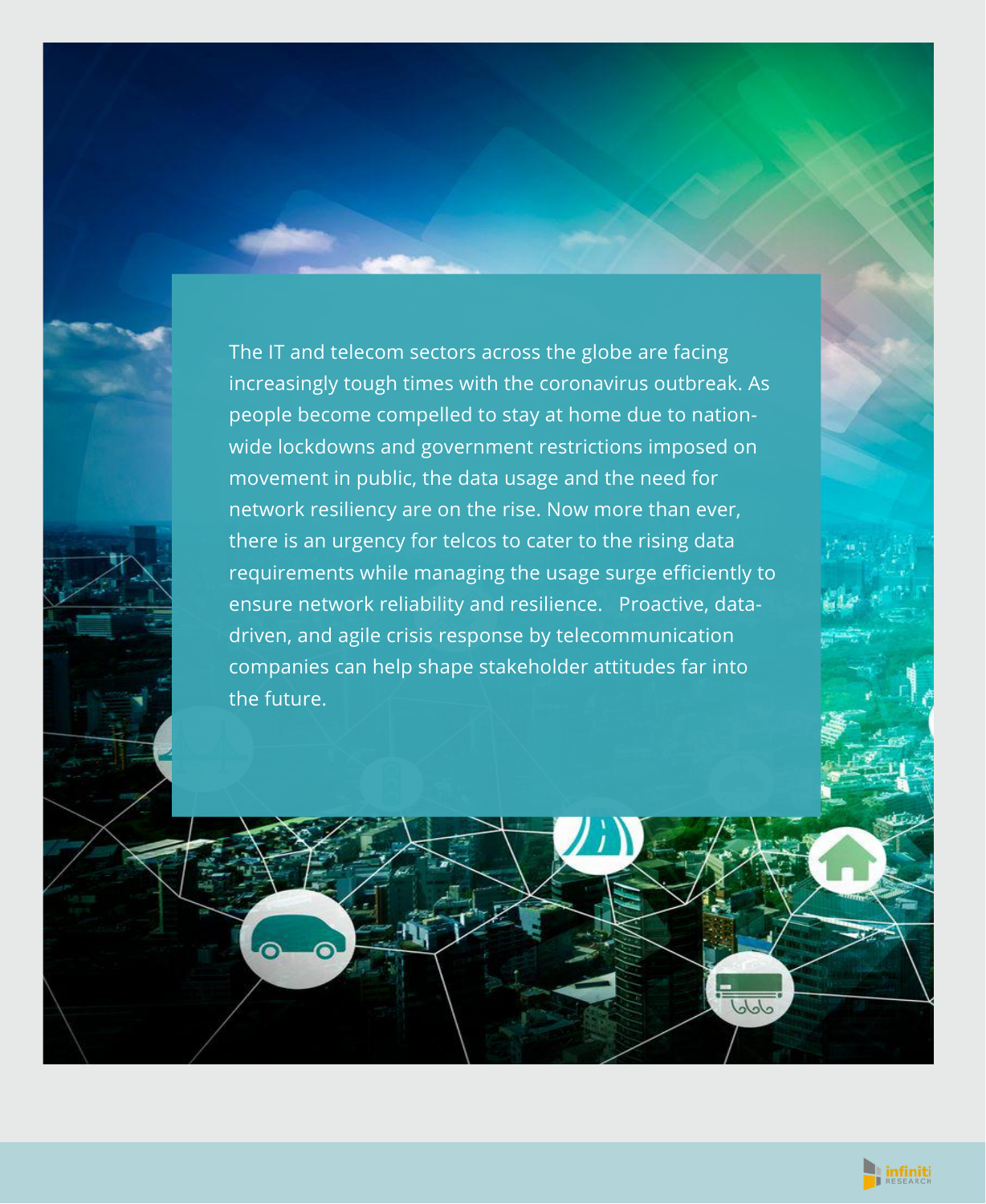The IT and telecom sectors across the globe are facing increasingly tough times with the coronavirus outbreak. As people become compelled to stay at home due to nation-wide lockdowns and government restrictions imposed on movement in public, the data usage and the need for network resiliency are on the rise. Now more than ever, there is an urgency for telcos to cater to the rising data requirements while managing the usage surge efficiently to ensure network reliability and resilience. Proactive, data-driven, and agile crisis response by telecommunication companies can help shape stakeholder attitudes far into the future.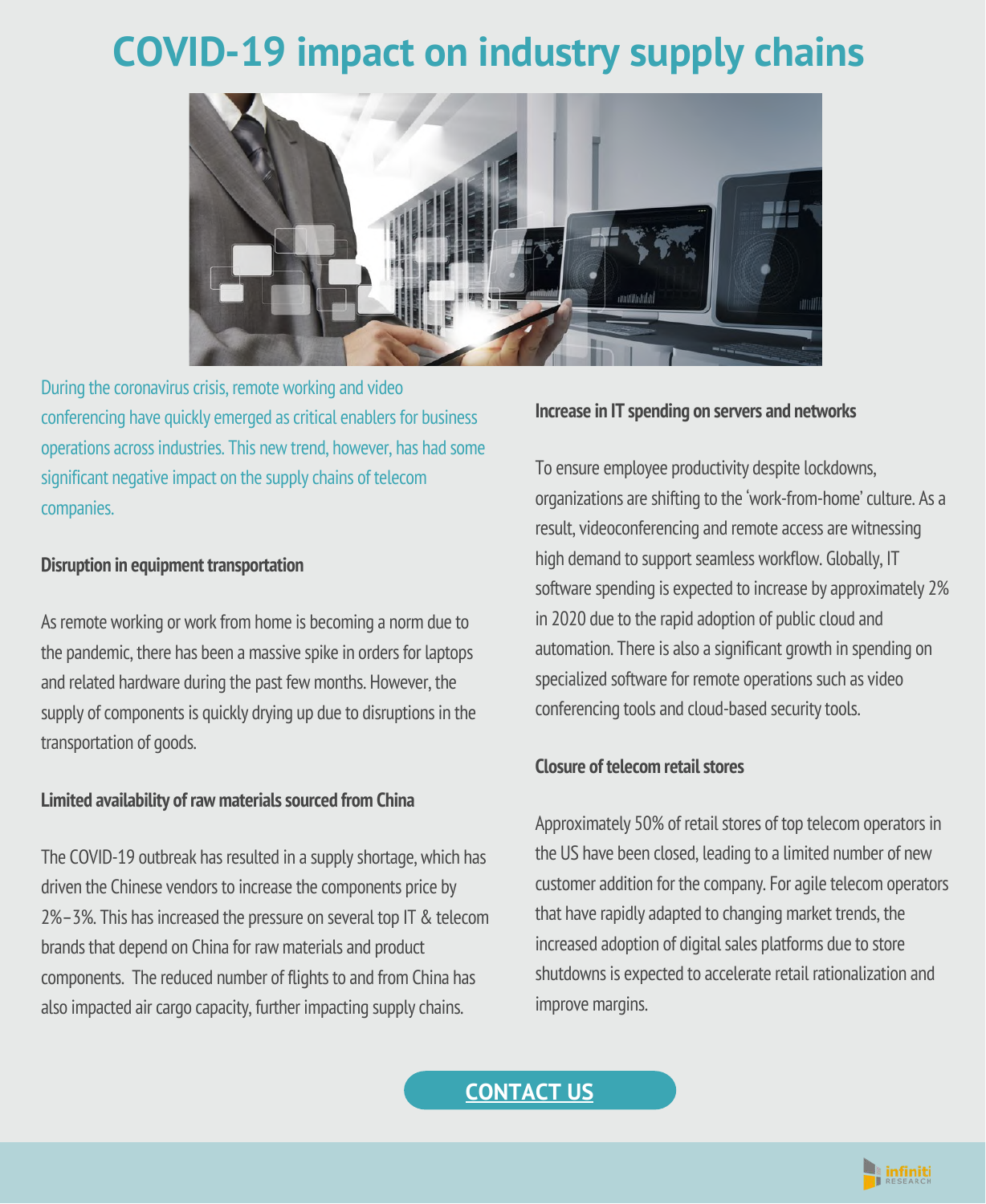# COVID-19 impact on industry supply chains

During the coronavirus crisis, remote working and video conferencing have quickly emerged as critical enablers for business operations across industries. This new trend, however, has had some significant negative impact on the supply chains of telecom companies.

**Disruption in equipment transportation**

As remote working or work from home is becoming a norm due to the pandemic, there has been a massive spike in orders for laptops and related hardware during the past few months. However, the supply of components is quickly drying up due to disruptions in the transportation of goods.

**Limited availability of raw materials sourced from China**

The COVID-19 outbreak has resulted in a supply shortage, which has driven the Chinese vendors to increase the components price by 2%–3%. This has increased the pressure on several top IT & telecom brands that depend on China for raw materials and product components. The reduced number of flights to and from China has also impacted air cargo capacity, further impacting supply chains.

**Increase in IT spending on servers and networks**

To ensure employee productivity despite lockdowns, organizations are shifting to the 'work-from-home' culture. As a result, videoconferencing and remote access are witnessing high demand to support seamless workflow. Globally, IT software spending is expected to increase by approximately 2% in 2020 due to the rapid adoption of public cloud and automation. There is also a significant growth in spending on specialized software for remote operations such as video conferencing tools and cloud-based security tools.

**Closure of telecom retail stores**

Approximately 50% of retail stores of top telecom operators in the US have been closed, leading to a limited number of new customer addition for the company. For agile telecom operators that have rapidly adapted to changing market trends, the increased adoption of digital sales platforms due to store shutdowns is expected to accelerate retail rationalization and improve margins.

**CONTACT US**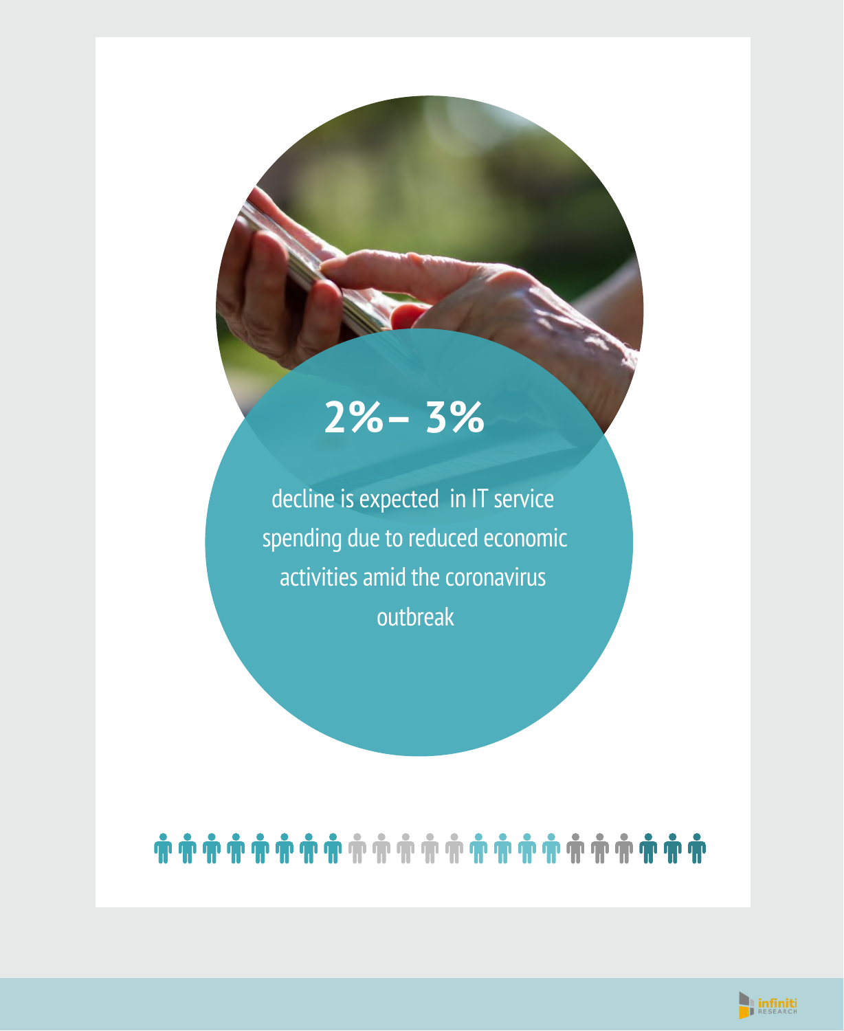**2%– 3%**

decline is expected in IT service spending due to reduced economic activities amid the coronavirus outbreak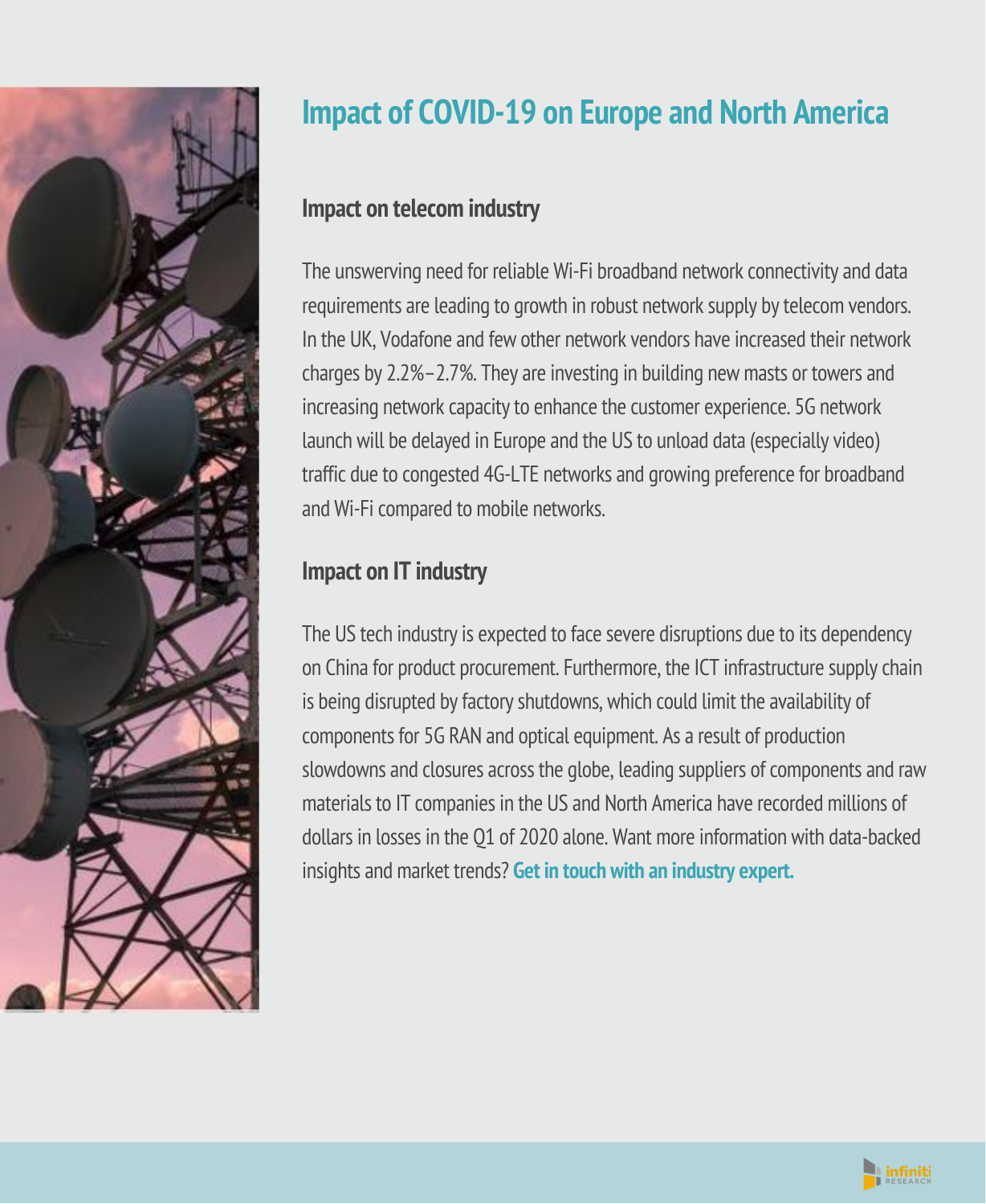# Impact of COVID-19 on Europe and North America

## Impact on telecom industry

The unswerving need for reliable Wi-Fi broadband network connectivity and data requirements are leading to growth in robust network supply by telecom vendors. In the UK, Vodafone and few other network vendors have increased their network charges by 2.2%–2.7%. They are investing in building new masts or towers and increasing network capacity to enhance the customer experience. 5G network launch will be delayed in Europe and the US to unload data (especially video) traffic due to congested 4G-LTE networks and growing preference for broadband and Wi-Fi compared to mobile networks.

## Impact on IT industry

The US tech industry is expected to face severe disruptions due to its dependency on China for product procurement. Furthermore, the ICT infrastructure supply chain is being disrupted by factory shutdowns, which could limit the availability of components for 5G RAN and optical equipment. As a result of production slowdowns and closures across the globe, leading suppliers of components and raw materials to IT companies in the US and North America have recorded millions of dollars in losses in the Q1 of 2020 alone. Want more information with data-backed insights and market trends? **Get in touch with an industry expert.**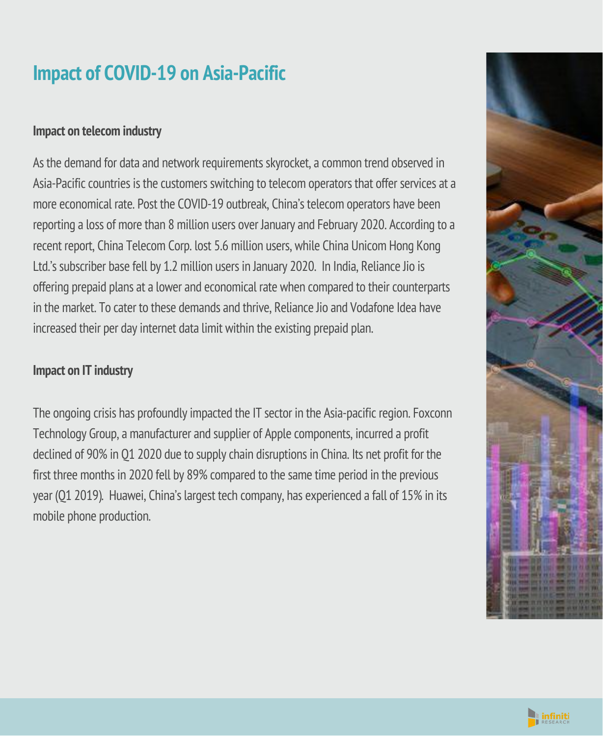# Impact of COVID-19 on Asia-Pacific

### Impact on telecom industry

As the demand for data and network requirements skyrocket, a common trend observed in Asia-Pacific countries is the customers switching to telecom operators that offer services at a more economical rate. Post the COVID-19 outbreak, China's telecom operators have been reporting a loss of more than 8 million users over January and February 2020. According to a recent report, China Telecom Corp. lost 5.6 million users, while China Unicom Hong Kong Ltd.'s subscriber base fell by 1.2 million users in January 2020. In India, Reliance Jio is offering prepaid plans at a lower and economical rate when compared to their counterparts in the market. To cater to these demands and thrive, Reliance Jio and Vodafone Idea have increased their per day internet data limit within the existing prepaid plan.

### Impact on IT industry

The ongoing crisis has profoundly impacted the IT sector in the Asia-pacific region. Foxconn Technology Group, a manufacturer and supplier of Apple components, incurred a profit declined of 90% in Q1 2020 due to supply chain disruptions in China. Its net profit for the first three months in 2020 fell by 89% compared to the same time period in the previous year (Q1 2019). Huawei, China's largest tech company, has experienced a fall of 15% in its mobile phone production.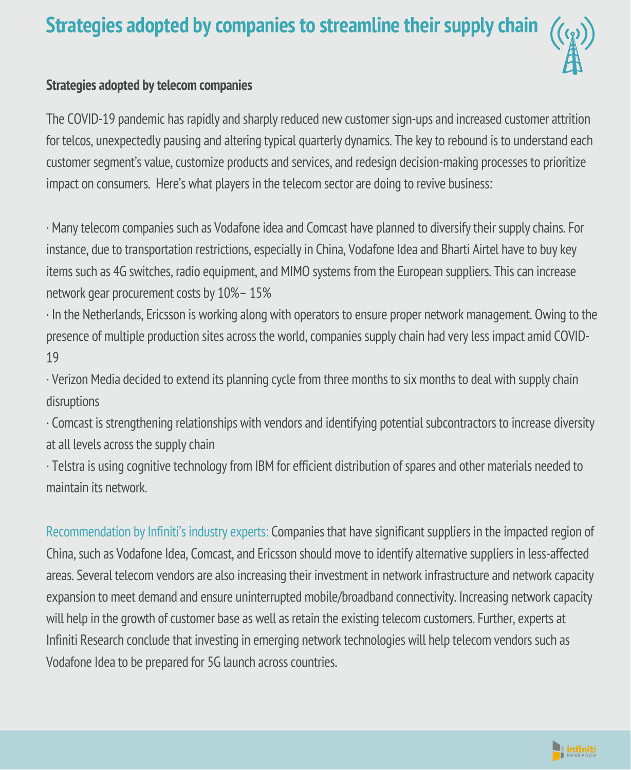# Strategies adopted by companies to streamline their supply chain

## Strategies adopted by telecom companies

The COVID-19 pandemic has rapidly and sharply reduced new customer sign-ups and increased customer attrition for telcos, unexpectedly pausing and altering typical quarterly dynamics. The key to rebound is to understand each customer segment's value, customize products and services, and redesign decision-making processes to prioritize impact on consumers.  Here's what players in the telecom sector are doing to revive business:

- Many telecom companies such as Vodafone idea and Comcast have planned to diversify their supply chains. For instance, due to transportation restrictions, especially in China, Vodafone Idea and Bharti Airtel have to buy key items such as 4G switches, radio equipment, and MIMO systems from the European suppliers. This can increase network gear procurement costs by 10%– 15%
- In the Netherlands, Ericsson is working along with operators to ensure proper network management. Owing to the presence of multiple production sites across the world, companies supply chain had very less impact amid COVID-19
- Verizon Media decided to extend its planning cycle from three months to six months to deal with supply chain disruptions
- Comcast is strengthening relationships with vendors and identifying potential subcontractors to increase diversity at all levels across the supply chain
- Telstra is using cognitive technology from IBM for efficient distribution of spares and other materials needed to maintain its network.

Recommendation by Infiniti's industry experts: Companies that have significant suppliers in the impacted region of China, such as Vodafone Idea, Comcast, and Ericsson should move to identify alternative suppliers in less-affected areas. Several telecom vendors are also increasing their investment in network infrastructure and network capacity expansion to meet demand and ensure uninterrupted mobile/broadband connectivity. Increasing network capacity will help in the growth of customer base as well as retain the existing telecom customers. Further, experts at Infiniti Research conclude that investing in emerging network technologies will help telecom vendors such as Vodafone Idea to be prepared for 5G launch across countries.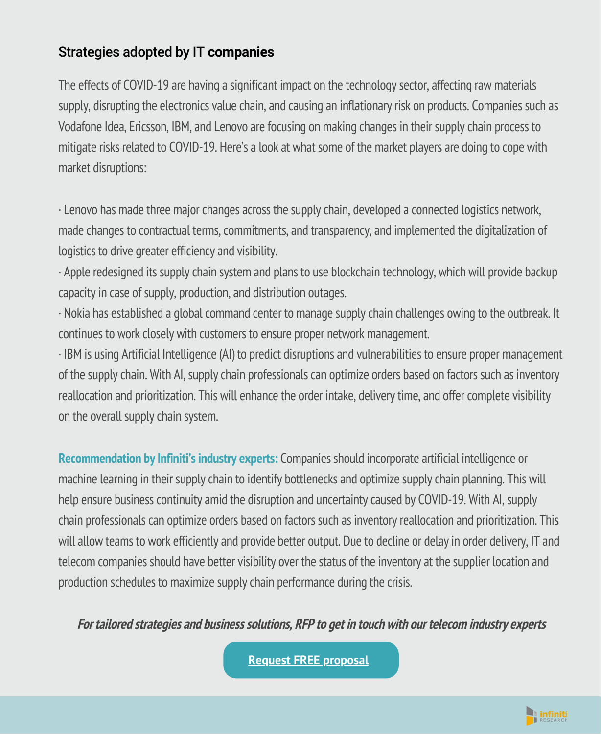### Strategies adopted by IT companies

The effects of COVID-19 are having a significant impact on the technology sector, affecting raw materials supply, disrupting the electronics value chain, and causing an inflationary risk on products. Companies such as Vodafone Idea, Ericsson, IBM, and Lenovo are focusing on making changes in their supply chain process to mitigate risks related to COVID-19. Here's a look at what some of the market players are doing to cope with market disruptions:

· Lenovo has made three major changes across the supply chain, developed a connected logistics network, made changes to contractual terms, commitments, and transparency, and implemented the digitalization of logistics to drive greater efficiency and visibility.
· Apple redesigned its supply chain system and plans to use blockchain technology, which will provide backup capacity in case of supply, production, and distribution outages.
· Nokia has established a global command center to manage supply chain challenges owing to the outbreak. It continues to work closely with customers to ensure proper network management.
· IBM is using Artificial Intelligence (AI) to predict disruptions and vulnerabilities to ensure proper management of the supply chain. With AI, supply chain professionals can optimize orders based on factors such as inventory reallocation and prioritization. This will enhance the order intake, delivery time, and offer complete visibility on the overall supply chain system.

**Recommendation by Infiniti's industry experts:** Companies should incorporate artificial intelligence or machine learning in their supply chain to identify bottlenecks and optimize supply chain planning. This will help ensure business continuity amid the disruption and uncertainty caused by COVID-19. With AI, supply chain professionals can optimize orders based on factors such as inventory reallocation and prioritization. This will allow teams to work efficiently and provide better output. Due to decline or delay in order delivery, IT and telecom companies should have better visibility over the status of the inventory at the supplier location and production schedules to maximize supply chain performance during the crisis.

***For tailored strategies and business solutions, RFP to get in touch with our telecom industry experts***

**Request FREE proposal**

infiniti RESEARCH